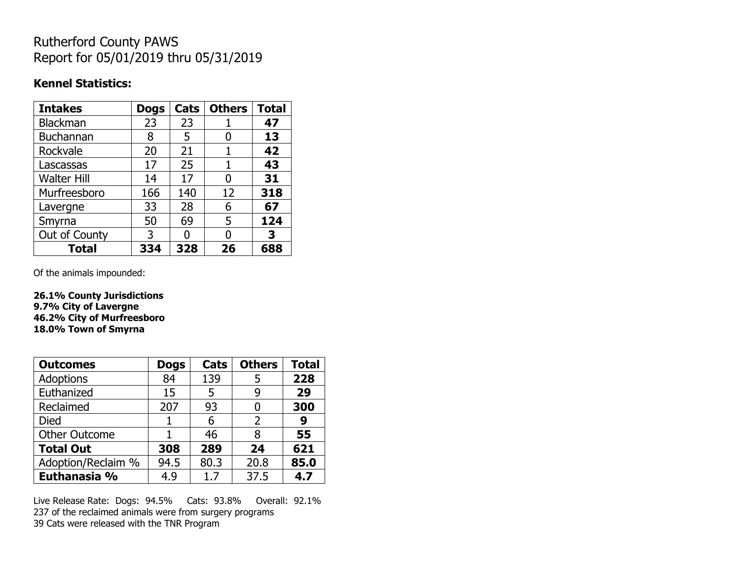# Rutherford County PAWS
# Report for 05/01/2019 thru 05/31/2019

### Kennel Statistics:

| Intakes | Dogs | Cats | Others | Total |
|---|---|---|---|---|
| Blackman | 23 | 23 | 1 | **47** |
| Buchannan | 8 | 5 | 0 | **13** |
| Rockvale | 20 | 21 | 1 | **42** |
| Lascassas | 17 | 25 | 1 | **43** |
| Walter Hill | 14 | 17 | 0 | **31** |
| Murfreesboro | 166 | 140 | 12 | **318** |
| Lavergne | 33 | 28 | 6 | **67** |
| Smyrna | 50 | 69 | 5 | **124** |
| Out of County | 3 | 0 | 0 | **3** |
| **Total** | **334** | **328** | **26** | **688** |

Of the animals impounded:

**26.1% County Jurisdictions**
**9.7% City of Lavergne**
**46.2% City of Murfreesboro**
**18.0% Town of Smyrna**

| Outcomes | Dogs | Cats | Others | Total |
|---|---|---|---|---|
| Adoptions | 84 | 139 | 5 | **228** |
| Euthanized | 15 | 5 | 9 | **29** |
| Reclaimed | 207 | 93 | 0 | **300** |
| Died | 1 | 6 | 2 | **9** |
| Other Outcome | 1 | 46 | 8 | **55** |
| **Total Out** | **308** | **289** | **24** | **621** |
| Adoption/Reclaim % | 94.5 | 80.3 | 20.8 | **85.0** |
| **Euthanasia %** | 4.9 | 1.7 | 37.5 | **4.7** |

Live Release Rate: Dogs: 94.5% Cats: 93.8% Overall: 92.1%
237 of the reclaimed animals were from surgery programs
39 Cats were released with the TNR Program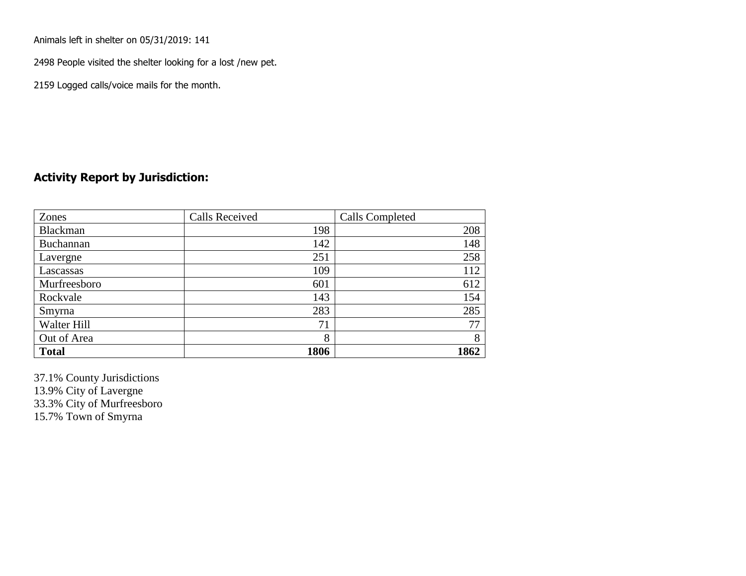Animals left in shelter on 05/31/2019: 141

2498 People visited the shelter looking for a lost /new pet.

2159 Logged calls/voice mails for the month.

## Activity Report by Jurisdiction:

| Zones | Calls Received | Calls Completed |
|---|---|---|
| Blackman | 198 | 208 |
| Buchannan | 142 | 148 |
| Lavergne | 251 | 258 |
| Lascassas | 109 | 112 |
| Murfreesboro | 601 | 612 |
| Rockvale | 143 | 154 |
| Smyrna | 283 | 285 |
| Walter Hill | 71 | 77 |
| Out of Area | 8 | 8 |
| **Total** | **1806** | **1862** |

37.1% County Jurisdictions
13.9% City of Lavergne
33.3% City of Murfreesboro
15.7% Town of Smyrna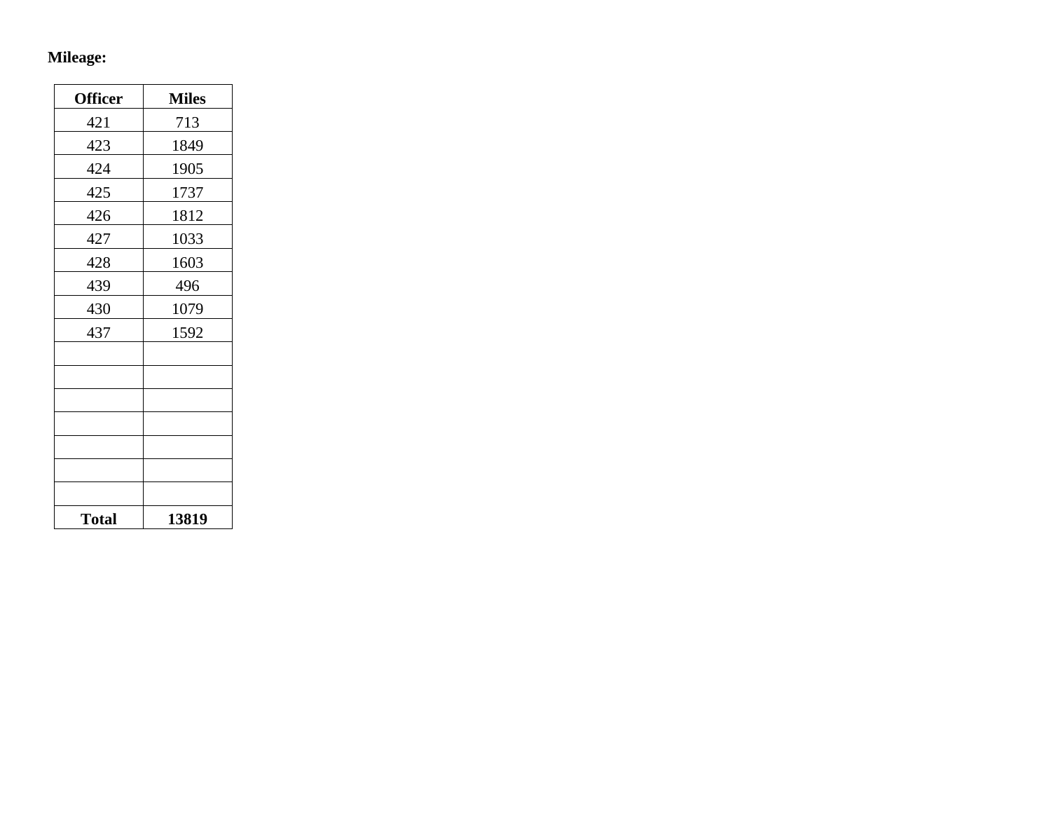**Mileage:**

| Officer | Miles |
|---|---|
| 421 | 713 |
| 423 | 1849 |
| 424 | 1905 |
| 425 | 1737 |
| 426 | 1812 |
| 427 | 1033 |
| 428 | 1603 |
| 439 | 496 |
| 430 | 1079 |
| 437 | 1592 |
| | |
| | |
| | |
| | |
| | |
| | |
| | |
| **Total** | **13819** |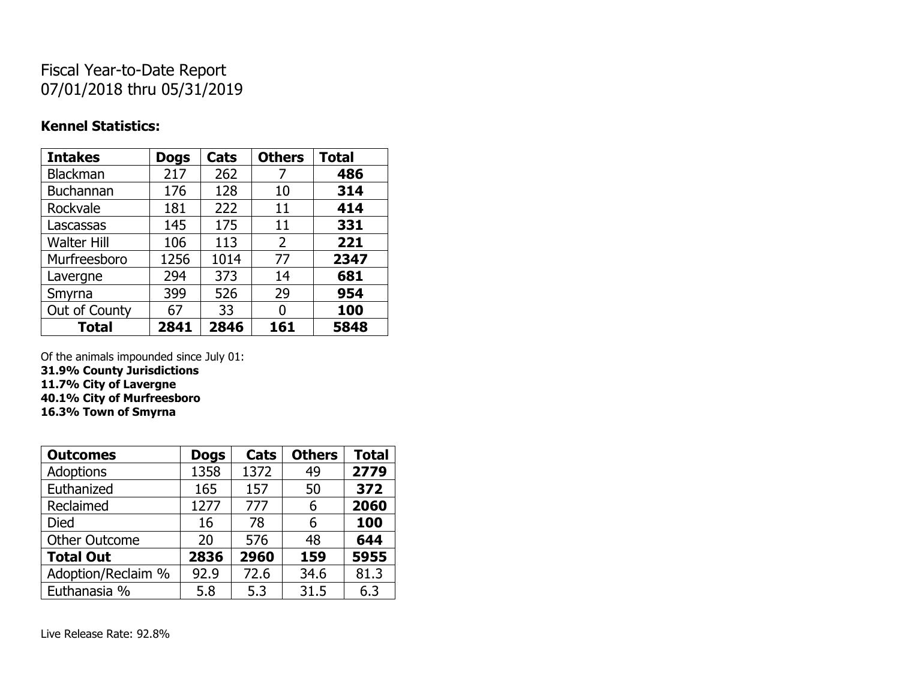# Fiscal Year-to-Date Report
# 07/01/2018 thru 05/31/2019

### Kennel Statistics:

| Intakes | Dogs | Cats | Others | Total |
|---|---|---|---|---|
| Blackman | 217 | 262 | 7 | **486** |
| Buchannan | 176 | 128 | 10 | **314** |
| Rockvale | 181 | 222 | 11 | **414** |
| Lascassas | 145 | 175 | 11 | **331** |
| Walter Hill | 106 | 113 | 2 | **221** |
| Murfreesboro | 1256 | 1014 | 77 | **2347** |
| Lavergne | 294 | 373 | 14 | **681** |
| Smyrna | 399 | 526 | 29 | **954** |
| Out of County | 67 | 33 | 0 | **100** |
| **Total** | **2841** | **2846** | **161** | **5848** |

Of the animals impounded since July 01:
**31.9% County Jurisdictions**
**11.7% City of Lavergne**
**40.1% City of Murfreesboro**
**16.3% Town of Smyrna**

| Outcomes | Dogs | Cats | Others | Total |
|---|---|---|---|---|
| Adoptions | 1358 | 1372 | 49 | **2779** |
| Euthanized | 165 | 157 | 50 | **372** |
| Reclaimed | 1277 | 777 | 6 | **2060** |
| Died | 16 | 78 | 6 | **100** |
| Other Outcome | 20 | 576 | 48 | **644** |
| **Total Out** | **2836** | **2960** | **159** | **5955** |
| Adoption/Reclaim % | 92.9 | 72.6 | 34.6 | 81.3 |
| Euthanasia % | 5.8 | 5.3 | 31.5 | 6.3 |

Live Release Rate: 92.8%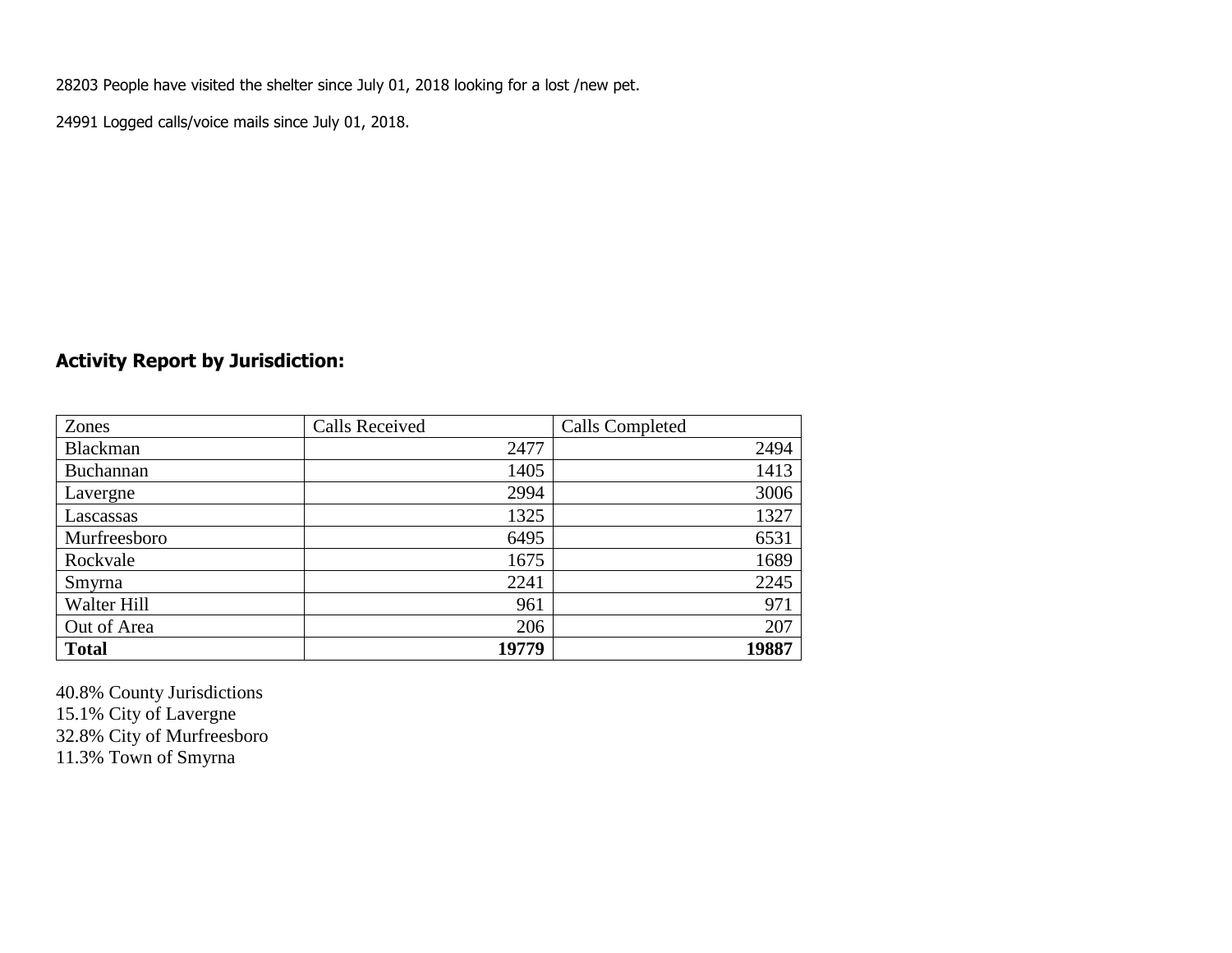28203 People have visited the shelter since July 01, 2018 looking for a lost /new pet.

24991 Logged calls/voice mails since July 01, 2018.

### Activity Report by Jurisdiction:

| Zones | Calls Received | Calls Completed |
|---|---|---|
| Blackman | 2477 | 2494 |
| Buchannan | 1405 | 1413 |
| Lavergne | 2994 | 3006 |
| Lascassas | 1325 | 1327 |
| Murfreesboro | 6495 | 6531 |
| Rockvale | 1675 | 1689 |
| Smyrna | 2241 | 2245 |
| Walter Hill | 961 | 971 |
| Out of Area | 206 | 207 |
| **Total** | **19779** | **19887** |

40.8% County Jurisdictions
15.1% City of Lavergne
32.8% City of Murfreesboro
11.3% Town of Smyrna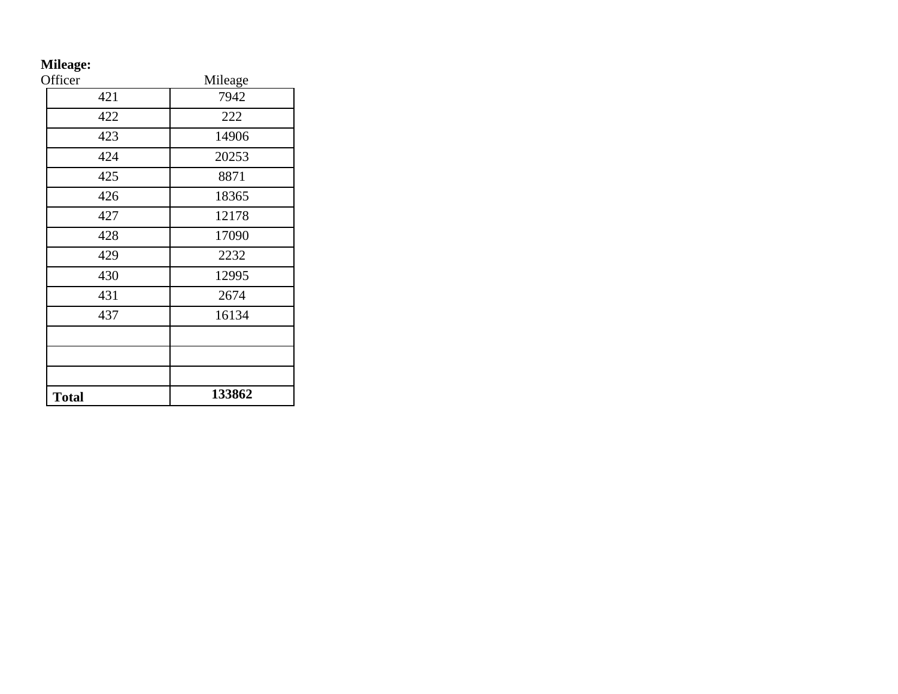**Mileage:**

| Officer | Mileage |
|---|---|
| 421 | 7942 |
| 422 | 222 |
| 423 | 14906 |
| 424 | 20253 |
| 425 | 8871 |
| 426 | 18365 |
| 427 | 12178 |
| 428 | 17090 |
| 429 | 2232 |
| 430 | 12995 |
| 431 | 2674 |
| 437 | 16134 |
| | |
| | |
| | |
| **Total** | **133862** |